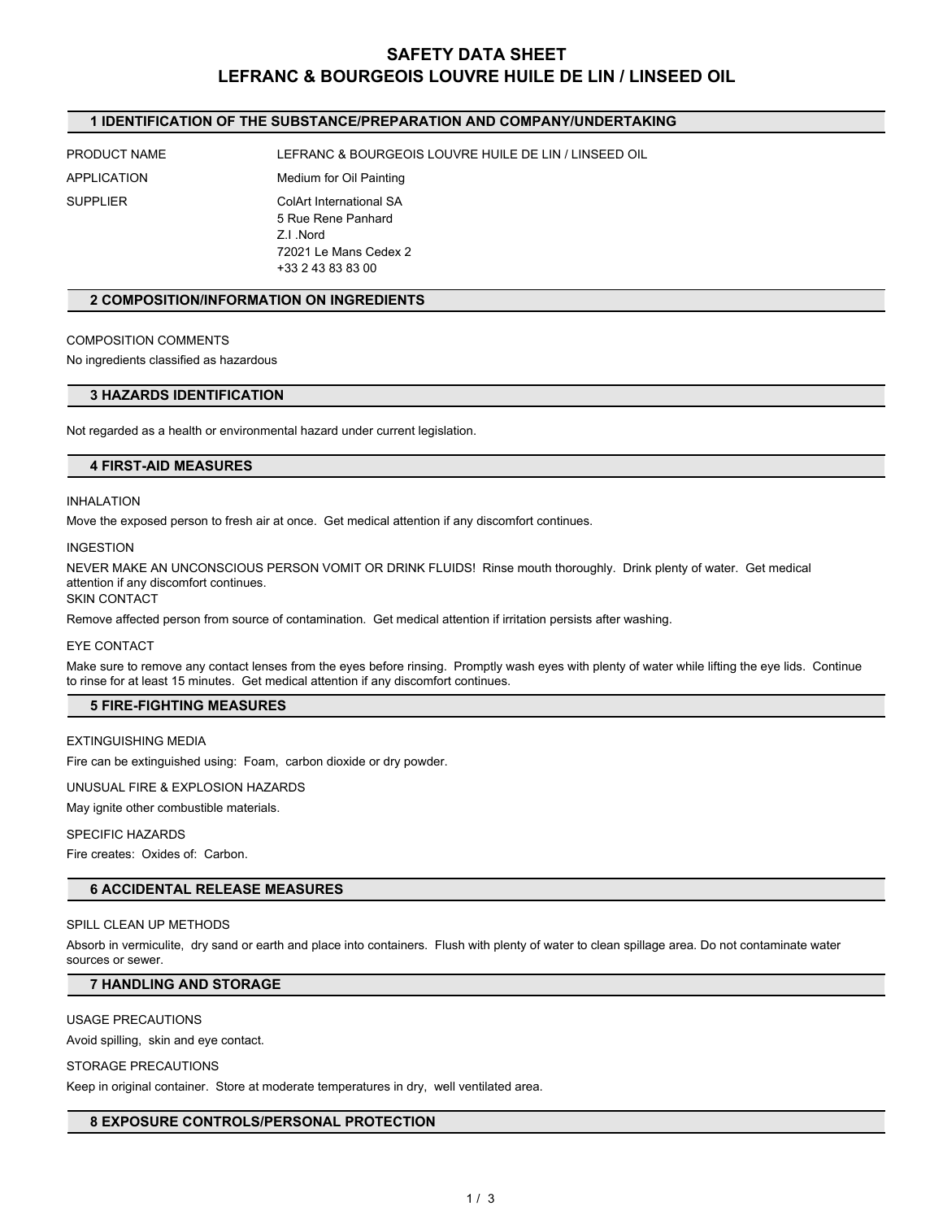# SAFETY DATA SHEET
# LEFRANC & BOURGEOIS LOUVRE HUILE DE LIN / LINSEED OIL

## 1 IDENTIFICATION OF THE SUBSTANCE/PREPARATION AND COMPANY/UNDERTAKING

PRODUCT NAME: LEFRANC & BOURGEOIS LOUVRE HUILE DE LIN / LINSEED OIL

APPLICATION: Medium for Oil Painting

SUPPLIER: ColArt International SA
5 Rue Rene Panhard
Z.I .Nord
72021 Le Mans Cedex 2
+33 2 43 83 83 00

## 2 COMPOSITION/INFORMATION ON INGREDIENTS

COMPOSITION COMMENTS

No ingredients classified as hazardous

## 3 HAZARDS IDENTIFICATION

Not regarded as a health or environmental hazard under current legislation.

## 4 FIRST-AID MEASURES

INHALATION

Move the exposed person to fresh air at once. Get medical attention if any discomfort continues.

INGESTION

NEVER MAKE AN UNCONSCIOUS PERSON VOMIT OR DRINK FLUIDS! Rinse mouth thoroughly. Drink plenty of water. Get medical attention if any discomfort continues.

SKIN CONTACT

Remove affected person from source of contamination. Get medical attention if irritation persists after washing.

EYE CONTACT

Make sure to remove any contact lenses from the eyes before rinsing. Promptly wash eyes with plenty of water while lifting the eye lids. Continue to rinse for at least 15 minutes. Get medical attention if any discomfort continues.

## 5 FIRE-FIGHTING MEASURES

EXTINGUISHING MEDIA

Fire can be extinguished using: Foam, carbon dioxide or dry powder.

UNUSUAL FIRE & EXPLOSION HAZARDS

May ignite other combustible materials.

SPECIFIC HAZARDS

Fire creates: Oxides of: Carbon.

## 6 ACCIDENTAL RELEASE MEASURES

SPILL CLEAN UP METHODS

Absorb in vermiculite, dry sand or earth and place into containers. Flush with plenty of water to clean spillage area. Do not contaminate water sources or sewer.

## 7 HANDLING AND STORAGE

USAGE PRECAUTIONS

Avoid spilling, skin and eye contact.

STORAGE PRECAUTIONS

Keep in original container. Store at moderate temperatures in dry, well ventilated area.

## 8 EXPOSURE CONTROLS/PERSONAL PROTECTION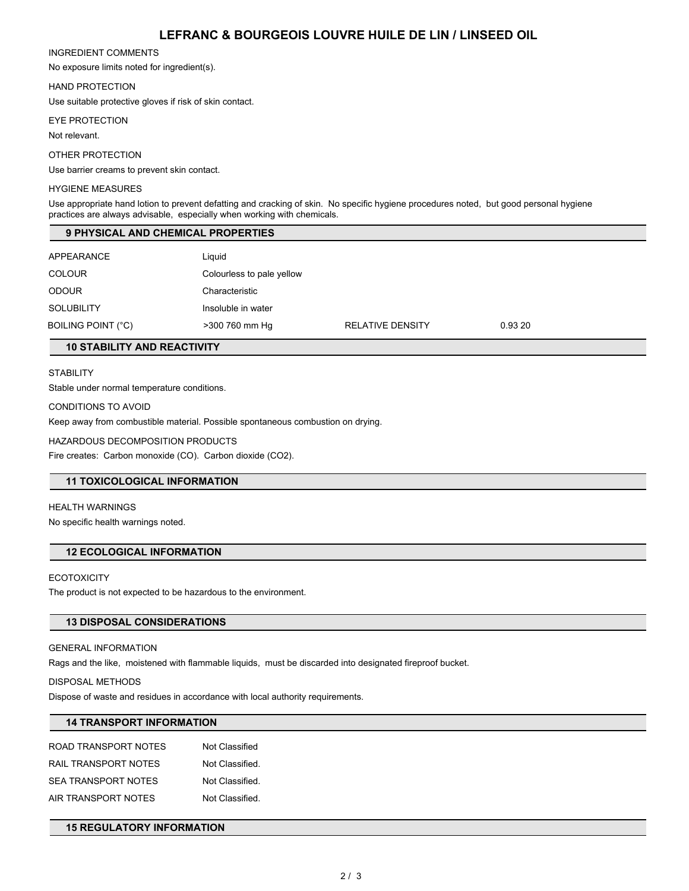INGREDIENT COMMENTS

No exposure limits noted for ingredient(s).

HAND PROTECTION

Use suitable protective gloves if risk of skin contact.

EYE PROTECTION

Not relevant.

OTHER PROTECTION

Use barrier creams to prevent skin contact.

HYGIENE MEASURES

Use appropriate hand lotion to prevent defatting and cracking of skin. No specific hygiene procedures noted, but good personal hygiene practices are always advisable, especially when working with chemicals.

## 9 PHYSICAL AND CHEMICAL PROPERTIES

| | | | |
|---|---|---|---|
| APPEARANCE | Liquid | | |
| COLOUR | Colourless to pale yellow | | |
| ODOUR | Characteristic | | |
| SOLUBILITY | Insoluble in water | | |
| BOILING POINT (°C) | >300 760 mm Hg | RELATIVE DENSITY | 0.93 20 |

## 10 STABILITY AND REACTIVITY

STABILITY

Stable under normal temperature conditions.

CONDITIONS TO AVOID

Keep away from combustible material. Possible spontaneous combustion on drying.

HAZARDOUS DECOMPOSITION PRODUCTS

Fire creates: Carbon monoxide (CO). Carbon dioxide ($CO_2$).

## 11 TOXICOLOGICAL INFORMATION

HEALTH WARNINGS

No specific health warnings noted.

## 12 ECOLOGICAL INFORMATION

ECOTOXICITY

The product is not expected to be hazardous to the environment.

## 13 DISPOSAL CONSIDERATIONS

GENERAL INFORMATION

Rags and the like, moistened with flammable liquids, must be discarded into designated fireproof bucket.

DISPOSAL METHODS

Dispose of waste and residues in accordance with local authority requirements.

## 14 TRANSPORT INFORMATION

| | |
|---|---|
| ROAD TRANSPORT NOTES | Not Classified |
| RAIL TRANSPORT NOTES | Not Classified. |
| SEA TRANSPORT NOTES | Not Classified. |
| AIR TRANSPORT NOTES | Not Classified. |

## 15 REGULATORY INFORMATION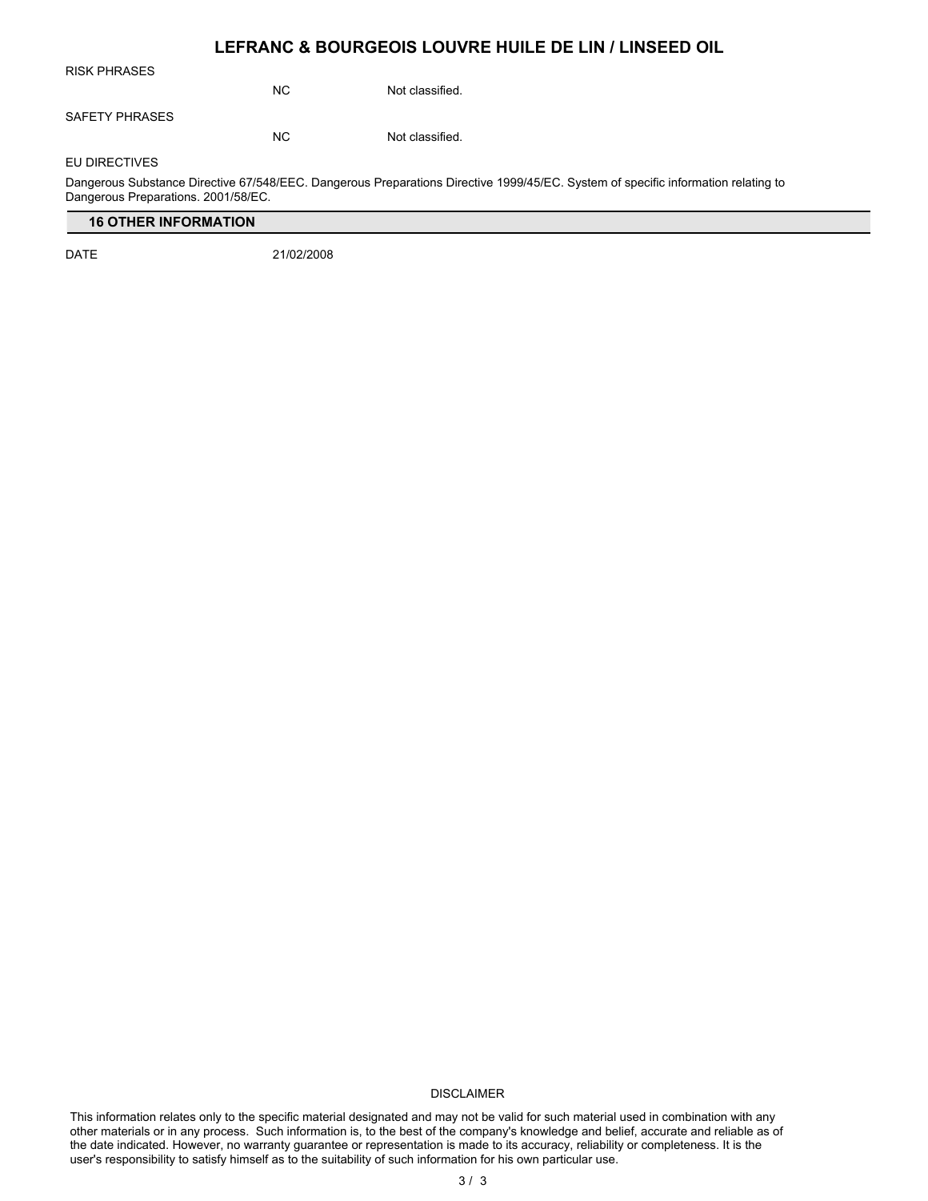RISK PHRASES

| | | |
|---|---|---|
| | NC | Not classified. |

SAFETY PHRASES

| | | |
|---|---|---|
| | NC | Not classified. |

EU DIRECTIVES

Dangerous Substance Directive 67/548/EEC. Dangerous Preparations Directive 1999/45/EC. System of specific information relating to Dangerous Preparations. 2001/58/EC.

## 16 OTHER INFORMATION

DATE 21/02/2008

DISCLAIMER

This information relates only to the specific material designated and may not be valid for such material used in combination with any other materials or in any process. Such information is, to the best of the company's knowledge and belief, accurate and reliable as of the date indicated. However, no warranty guarantee or representation is made to its accuracy, reliability or completeness. It is the user's responsibility to satisfy himself as to the suitability of such information for his own particular use.